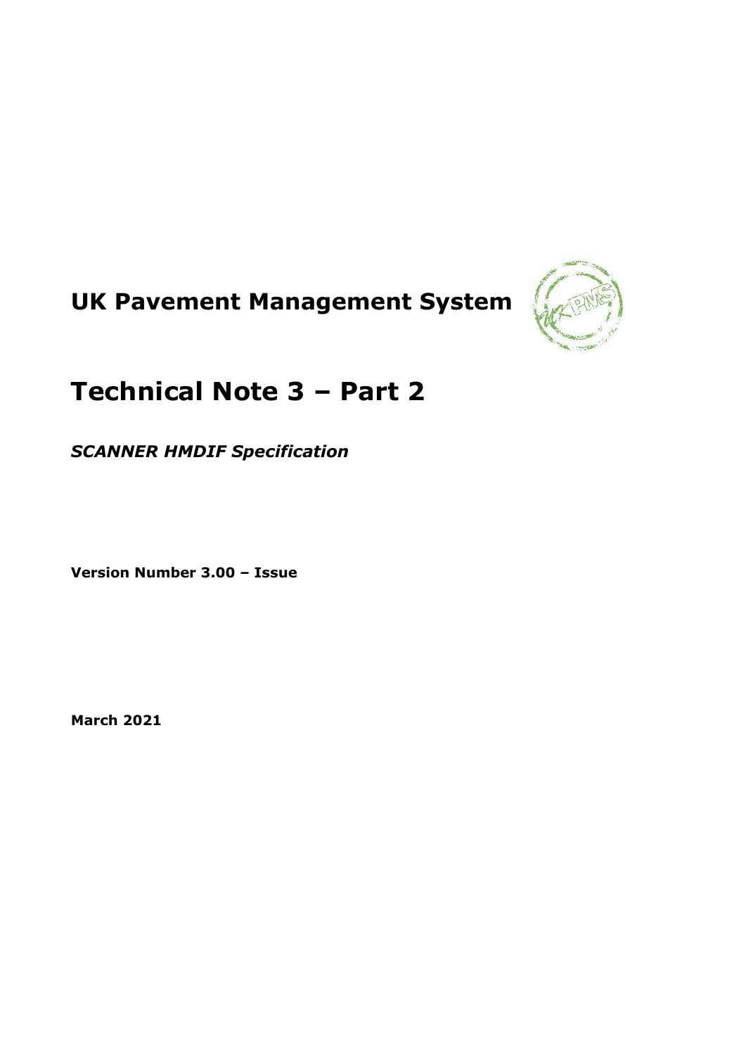# UK Pavement Management System

# Technical Note 3 – Part 2

***SCANNER HMDIF Specification***

**Version Number 3.00 – Issue**

**March 2021**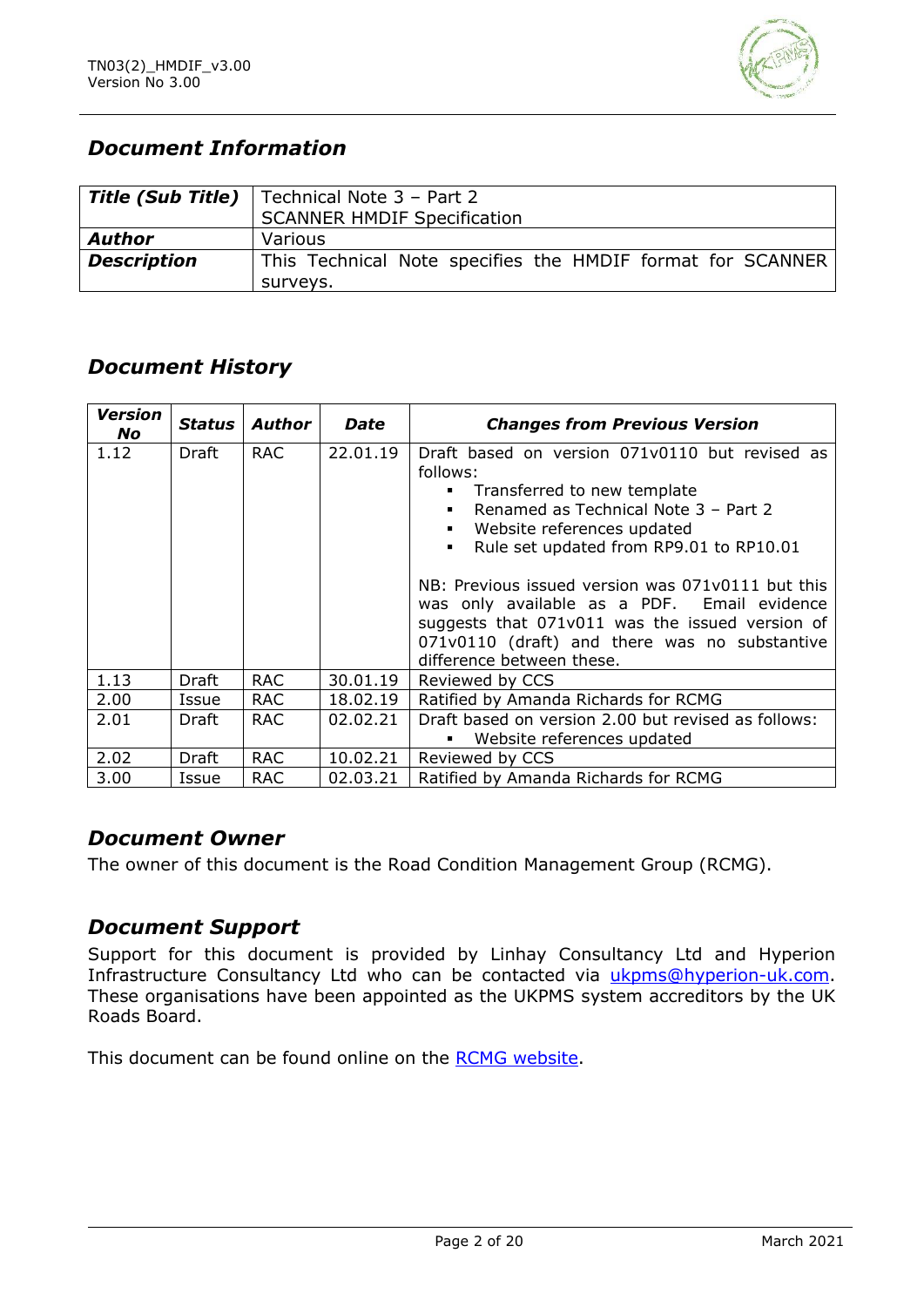## Document Information

| | |
|---|---|
| **Title (Sub Title)** | Technical Note 3 – Part 2<br>SCANNER HMDIF Specification |
| **Author** | Various |
| **Description** | This Technical Note specifies the HMDIF format for SCANNER surveys. |

## Document History

| Version No | Status | Author | Date | Changes from Previous Version |
|---|---|---|---|---|
| 1.12 | Draft | RAC | 22.01.19 | Draft based on version 071v0110 but revised as follows:<br>▪ Transferred to new template<br>▪ Renamed as Technical Note 3 – Part 2<br>▪ Website references updated<br>▪ Rule set updated from RP9.01 to RP10.01<br><br>NB: Previous issued version was 071v0111 but this was only available as a PDF. Email evidence suggests that 071v011 was the issued version of 071v0110 (draft) and there was no substantive difference between these. |
| 1.13 | Draft | RAC | 30.01.19 | Reviewed by CCS |
| 2.00 | Issue | RAC | 18.02.19 | Ratified by Amanda Richards for RCMG |
| 2.01 | Draft | RAC | 02.02.21 | Draft based on version 2.00 but revised as follows:<br>▪ Website references updated |
| 2.02 | Draft | RAC | 10.02.21 | Reviewed by CCS |
| 3.00 | Issue | RAC | 02.03.21 | Ratified by Amanda Richards for RCMG |

## Document Owner

The owner of this document is the Road Condition Management Group (RCMG).

## Document Support

Support for this document is provided by Linhay Consultancy Ltd and Hyperion Infrastructure Consultancy Ltd who can be contacted via ukpms@hyperion-uk.com. These organisations have been appointed as the UKPMS system accreditors by the UK Roads Board.

This document can be found online on the RCMG website.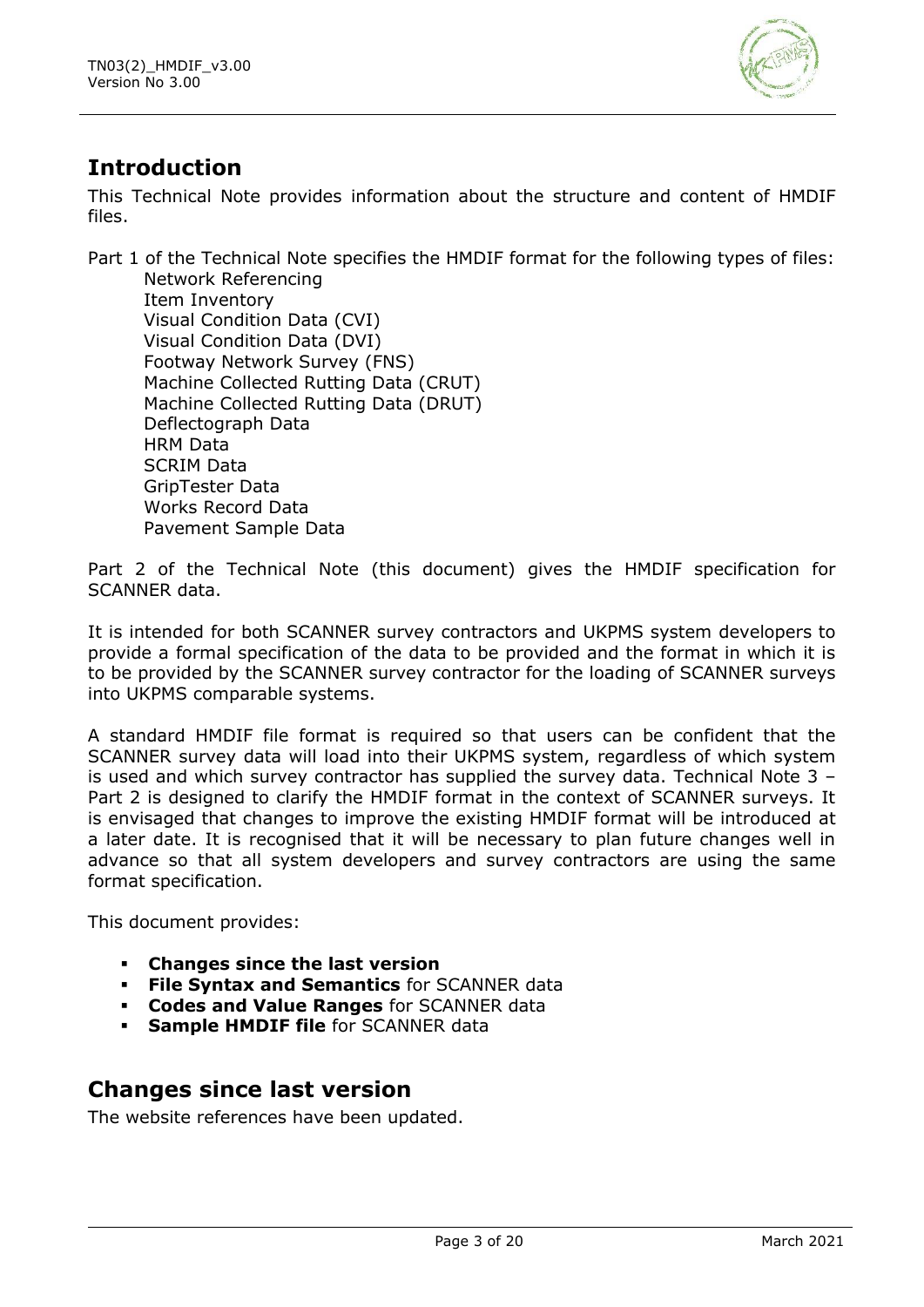## Introduction

This Technical Note provides information about the structure and content of HMDIF files.

Part 1 of the Technical Note specifies the HMDIF format for the following types of files:

- Network Referencing
- Item Inventory
- Visual Condition Data (CVI)
- Visual Condition Data (DVI)
- Footway Network Survey (FNS)
- Machine Collected Rutting Data (CRUT)
- Machine Collected Rutting Data (DRUT)
- Deflectograph Data
- HRM Data
- SCRIM Data
- GripTester Data
- Works Record Data
- Pavement Sample Data

Part 2 of the Technical Note (this document) gives the HMDIF specification for SCANNER data.

It is intended for both SCANNER survey contractors and UKPMS system developers to provide a formal specification of the data to be provided and the format in which it is to be provided by the SCANNER survey contractor for the loading of SCANNER surveys into UKPMS comparable systems.

A standard HMDIF file format is required so that users can be confident that the SCANNER survey data will load into their UKPMS system, regardless of which system is used and which survey contractor has supplied the survey data. Technical Note 3 – Part 2 is designed to clarify the HMDIF format in the context of SCANNER surveys. It is envisaged that changes to improve the existing HMDIF format will be introduced at a later date. It is recognised that it will be necessary to plan future changes well in advance so that all system developers and survey contractors are using the same format specification.

This document provides:

- **Changes since the last version**
- **File Syntax and Semantics** for SCANNER data
- **Codes and Value Ranges** for SCANNER data
- **Sample HMDIF file** for SCANNER data

## Changes since last version

The website references have been updated.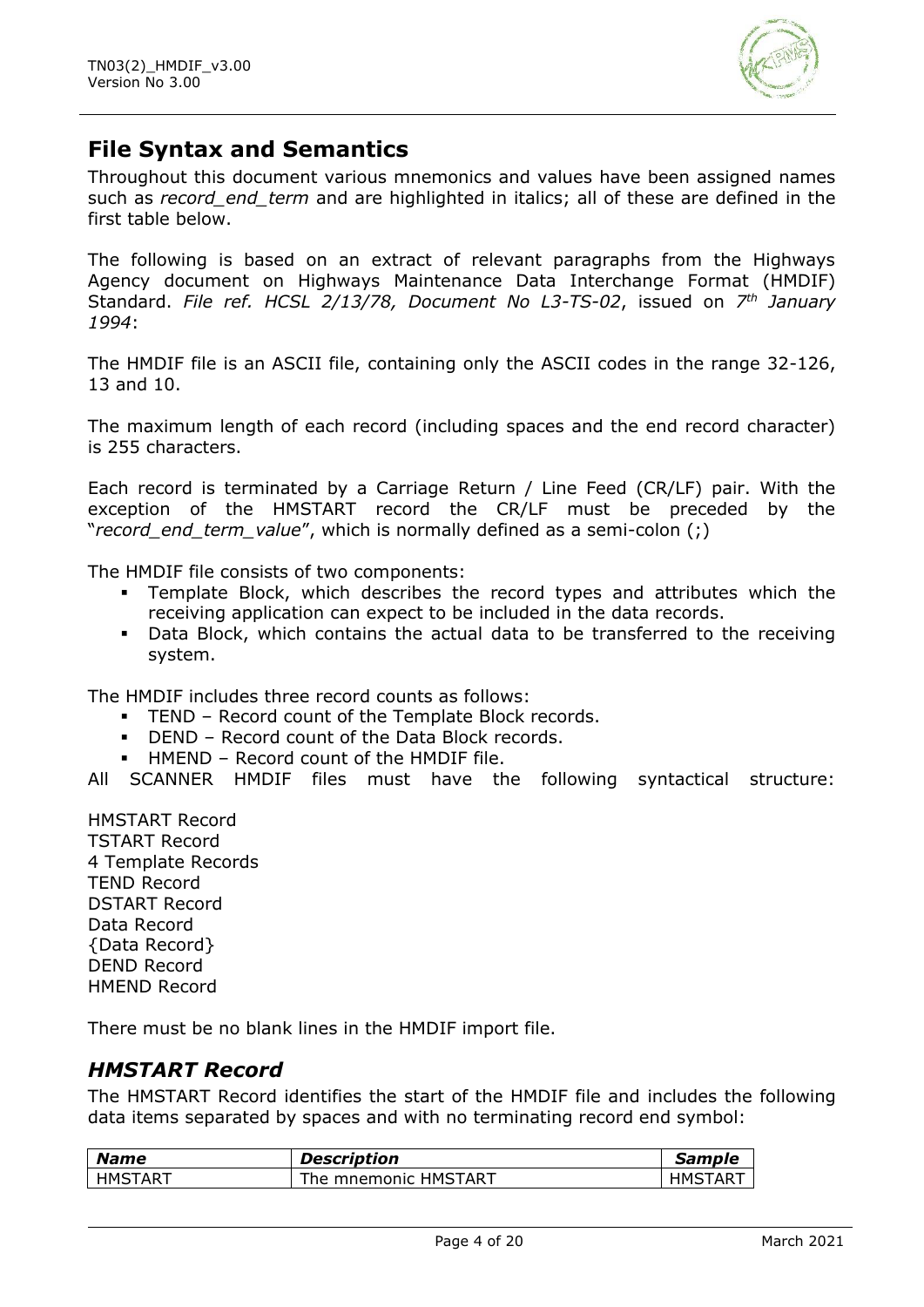# File Syntax and Semantics

Throughout this document various mnemonics and values have been assigned names such as *record_end_term* and are highlighted in italics; all of these are defined in the first table below.

The following is based on an extract of relevant paragraphs from the Highways Agency document on Highways Maintenance Data Interchange Format (HMDIF) Standard. *File ref. HCSL 2/13/78, Document No L3-TS-02*, issued on *7th January 1994*:

The HMDIF file is an ASCII file, containing only the ASCII codes in the range 32-126, 13 and 10.

The maximum length of each record (including spaces and the end record character) is 255 characters.

Each record is terminated by a Carriage Return / Line Feed (CR/LF) pair. With the exception of the HMSTART record the CR/LF must be preceded by the "*record_end_term_value*", which is normally defined as a semi-colon (;)

The HMDIF file consists of two components:

- Template Block, which describes the record types and attributes which the receiving application can expect to be included in the data records.
- Data Block, which contains the actual data to be transferred to the receiving system.

The HMDIF includes three record counts as follows:

- TEND – Record count of the Template Block records.
- DEND – Record count of the Data Block records.
- HMEND – Record count of the HMDIF file.

All SCANNER HMDIF files must have the following syntactical structure:

HMSTART Record
TSTART Record
4 Template Records
TEND Record
DSTART Record
Data Record
{Data Record}
DEND Record
HMEND Record

There must be no blank lines in the HMDIF import file.

## *HMSTART Record*

The HMSTART Record identifies the start of the HMDIF file and includes the following data items separated by spaces and with no terminating record end symbol:

| *Name* | *Description* | *Sample* |
| --- | --- | --- |
| HMSTART | The mnemonic HMSTART | HMSTART |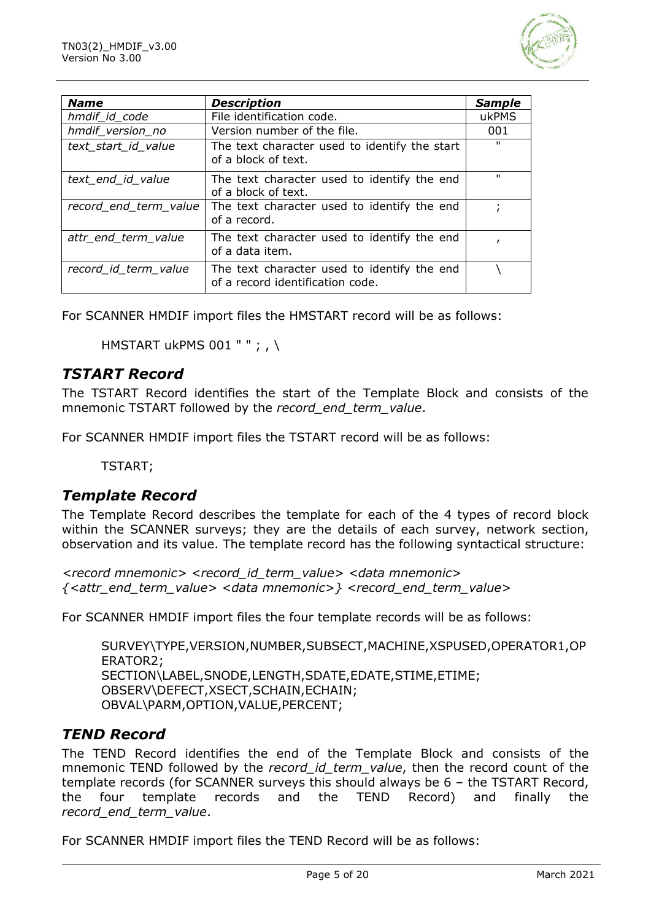| *Name* | *Description* | *Sample* |
|---|---|---|
| *hmdif_id_code* | File identification code. | ukPMS |
| *hmdif_version_no* | Version number of the file. | 001 |
| *text_start_id_value* | The text character used to identify the start of a block of text. | " |
| *text_end_id_value* | The text character used to identify the end of a block of text. | " |
| *record_end_term_value* | The text character used to identify the end of a record. | ; |
| *attr_end_term_value* | The text character used to identify the end of a data item. | , |
| *record_id_term_value* | The text character used to identify the end of a record identification code. | \ |

For SCANNER HMDIF import files the HMSTART record will be as follows:

HMSTART ukPMS 001 " " ; , \

## *TSTART Record*

The TSTART Record identifies the start of the Template Block and consists of the mnemonic TSTART followed by the *record_end_term_value*.

For SCANNER HMDIF import files the TSTART record will be as follows:

TSTART;

## *Template Record*

The Template Record describes the template for each of the 4 types of record block within the SCANNER surveys; they are the details of each survey, network section, observation and its value. The template record has the following syntactical structure:

*<record mnemonic> <record_id_term_value> <data mnemonic> {<attr_end_term_value> <data mnemonic>} <record_end_term_value>*

For SCANNER HMDIF import files the four template records will be as follows:

SURVEY\TYPE,VERSION,NUMBER,SUBSECT,MACHINE,XSPUSED,OPERATOR1,OPERATOR2;
SECTION\LABEL,SNODE,LENGTH,SDATE,EDATE,STIME,ETIME;
OBSERV\DEFECT,XSECT,SCHAIN,ECHAIN;
OBVAL\PARM,OPTION,VALUE,PERCENT;

## *TEND Record*

The TEND Record identifies the end of the Template Block and consists of the mnemonic TEND followed by the *record_id_term_value*, then the record count of the template records (for SCANNER surveys this should always be 6 – the TSTART Record, the four template records and the TEND Record) and finally the *record_end_term_value*.

For SCANNER HMDIF import files the TEND Record will be as follows: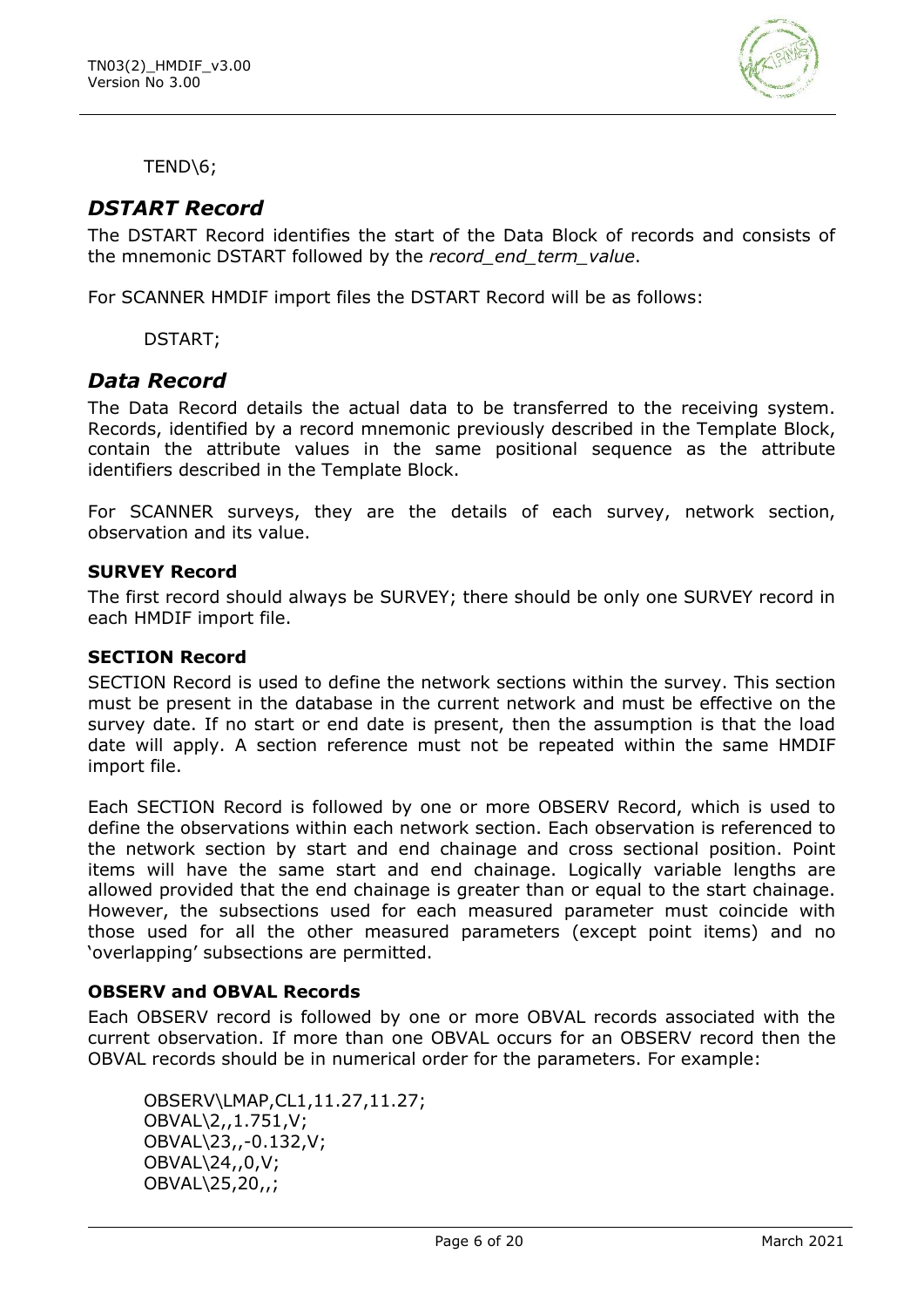```
TEND\6;
```

## *DSTART Record*

The DSTART Record identifies the start of the Data Block of records and consists of the mnemonic DSTART followed by the *record_end_term_value*.

For SCANNER HMDIF import files the DSTART Record will be as follows:

```
DSTART;
```

## *Data Record*

The Data Record details the actual data to be transferred to the receiving system. Records, identified by a record mnemonic previously described in the Template Block, contain the attribute values in the same positional sequence as the attribute identifiers described in the Template Block.

For SCANNER surveys, they are the details of each survey, network section, observation and its value.

### SURVEY Record

The first record should always be SURVEY; there should be only one SURVEY record in each HMDIF import file.

### SECTION Record

SECTION Record is used to define the network sections within the survey. This section must be present in the database in the current network and must be effective on the survey date. If no start or end date is present, then the assumption is that the load date will apply. A section reference must not be repeated within the same HMDIF import file.

Each SECTION Record is followed by one or more OBSERV Record, which is used to define the observations within each network section. Each observation is referenced to the network section by start and end chainage and cross sectional position. Point items will have the same start and end chainage. Logically variable lengths are allowed provided that the end chainage is greater than or equal to the start chainage. However, the subsections used for each measured parameter must coincide with those used for all the other measured parameters (except point items) and no 'overlapping' subsections are permitted.

### OBSERV and OBVAL Records

Each OBSERV record is followed by one or more OBVAL records associated with the current observation. If more than one OBVAL occurs for an OBSERV record then the OBVAL records should be in numerical order for the parameters. For example:

```
OBSERV\LMAP,CL1,11.27,11.27;
OBVAL\2,,1.751,V;
OBVAL\23,,-0.132,V;
OBVAL\24,,0,V;
OBVAL\25,20,,;
```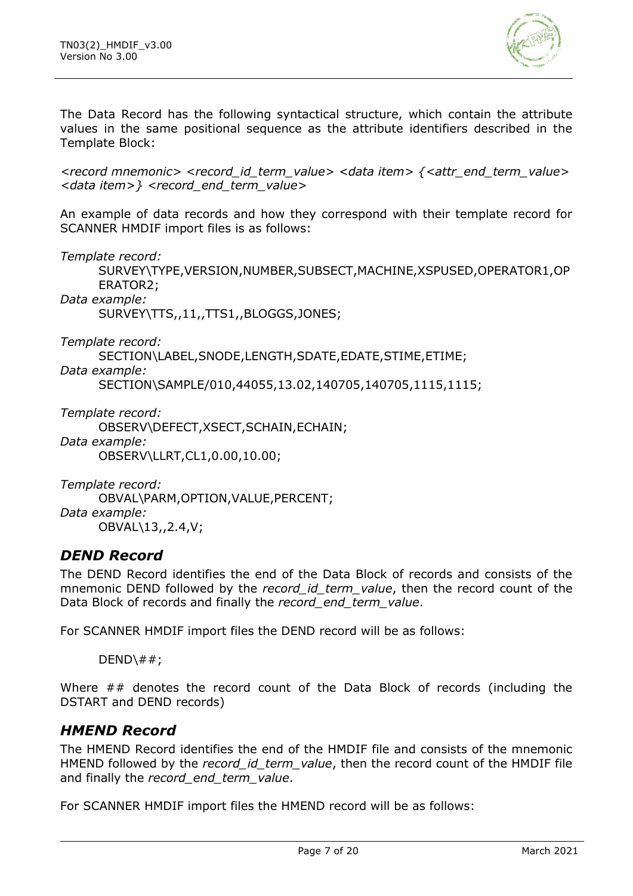The Data Record has the following syntactical structure, which contain the attribute values in the same positional sequence as the attribute identifiers described in the Template Block:

*<record mnemonic> <record_id_term_value> <data item> {<attr_end_term_value> <data item>} <record_end_term_value>*

An example of data records and how they correspond with their template record for SCANNER HMDIF import files is as follows:

*Template record:*

SURVEY\TYPE,VERSION,NUMBER,SUBSECT,MACHINE,XSPUSED,OPERATOR1,OPERATOR2;

*Data example:*

SURVEY\TTS,,11,,TTS1,,BLOGGS,JONES;

*Template record:*

SECTION\LABEL,SNODE,LENGTH,SDATE,EDATE,STIME,ETIME;

*Data example:*

SECTION\SAMPLE/010,44055,13.02,140705,140705,1115,1115;

*Template record:*

OBSERV\DEFECT,XSECT,SCHAIN,ECHAIN;

*Data example:*

OBSERV\LLRT,CL1,0.00,10.00;

*Template record:*

OBVAL\PARM,OPTION,VALUE,PERCENT;

*Data example:*

OBVAL\13,,2.4,V;

## *DEND Record*

The DEND Record identifies the end of the Data Block of records and consists of the mnemonic DEND followed by the *record_id_term_value*, then the record count of the Data Block of records and finally the *record_end_term_value*.

For SCANNER HMDIF import files the DEND record will be as follows:

DEND\##;

Where ## denotes the record count of the Data Block of records (including the DSTART and DEND records)

## *HMEND Record*

The HMEND Record identifies the end of the HMDIF file and consists of the mnemonic HMEND followed by the *record_id_term_value*, then the record count of the HMDIF file and finally the *record_end_term_value*.

For SCANNER HMDIF import files the HMEND record will be as follows: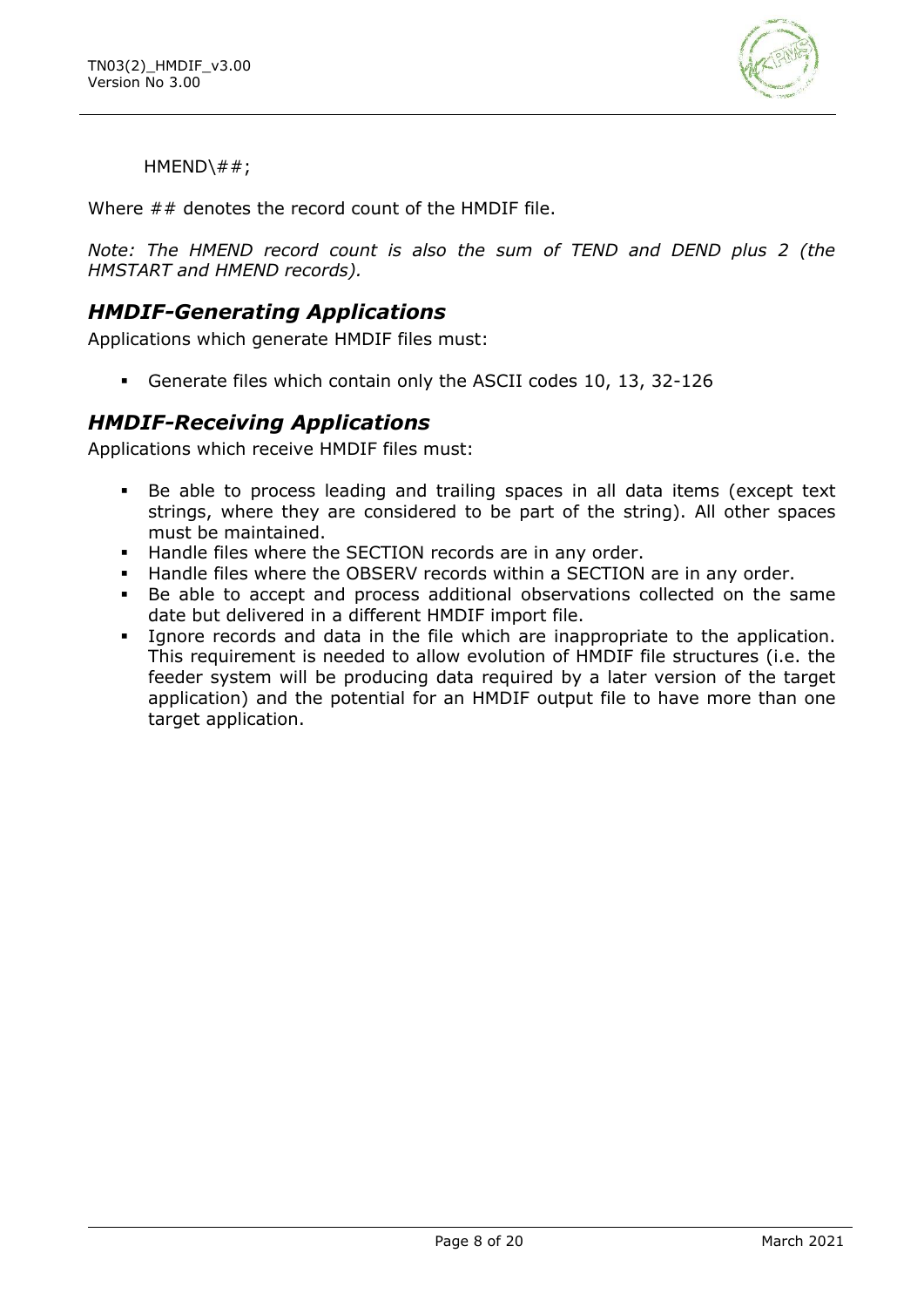HMEND\##;

Where ## denotes the record count of the HMDIF file.

*Note: The HMEND record count is also the sum of TEND and DEND plus 2 (the HMSTART and HMEND records).*

## *HMDIF-Generating Applications*

Applications which generate HMDIF files must:

- Generate files which contain only the ASCII codes 10, 13, 32-126

## *HMDIF-Receiving Applications*

Applications which receive HMDIF files must:

- Be able to process leading and trailing spaces in all data items (except text strings, where they are considered to be part of the string). All other spaces must be maintained.
- Handle files where the SECTION records are in any order.
- Handle files where the OBSERV records within a SECTION are in any order.
- Be able to accept and process additional observations collected on the same date but delivered in a different HMDIF import file.
- Ignore records and data in the file which are inappropriate to the application. This requirement is needed to allow evolution of HMDIF file structures (i.e. the feeder system will be producing data required by a later version of the target application) and the potential for an HMDIF output file to have more than one target application.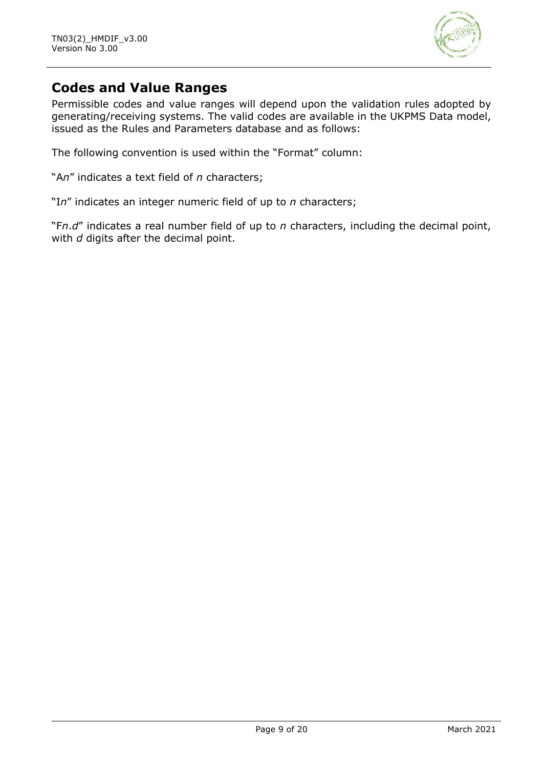## Codes and Value Ranges

Permissible codes and value ranges will depend upon the validation rules adopted by generating/receiving systems. The valid codes are available in the UKPMS Data model, issued as the Rules and Parameters database and as follows:

The following convention is used within the "Format" column:

"A*n*" indicates a text field of *n* characters;

"I*n*" indicates an integer numeric field of up to *n* characters;

"F*n*.*d*" indicates a real number field of up to *n* characters, including the decimal point, with *d* digits after the decimal point.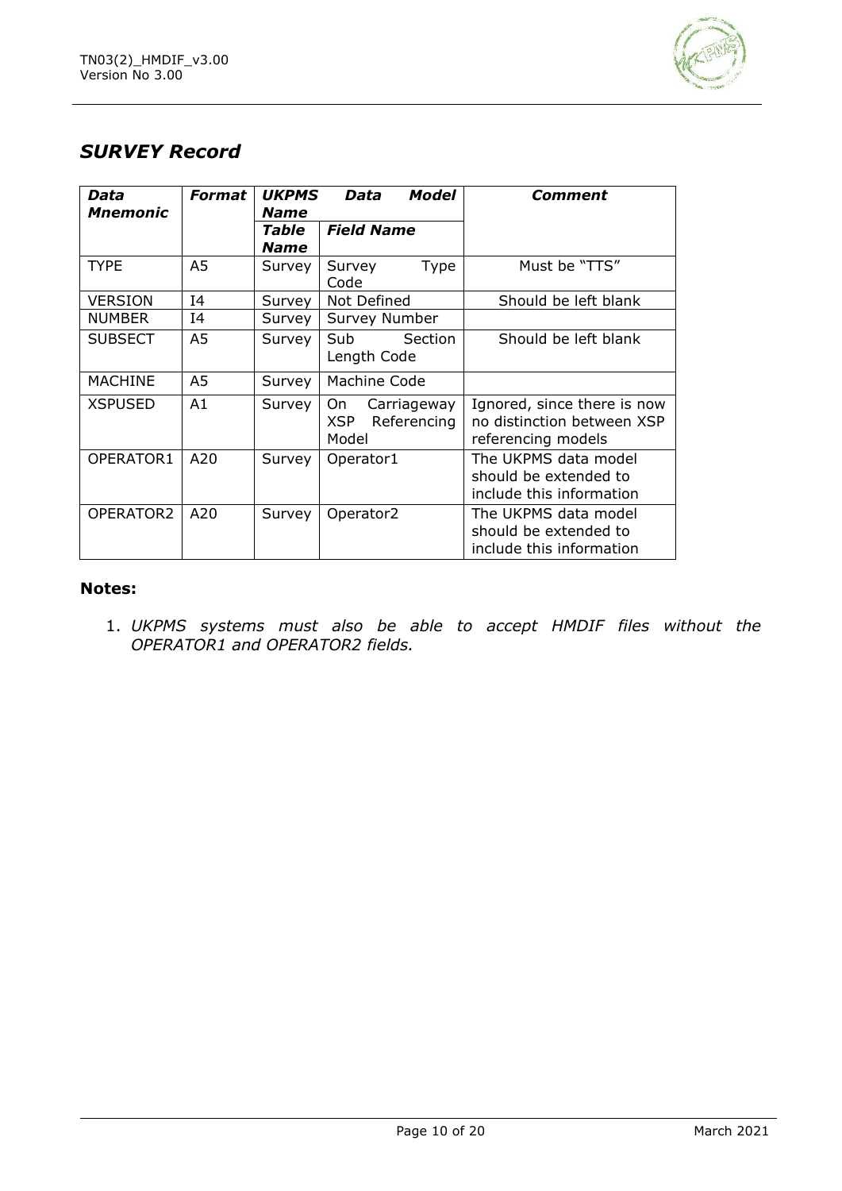## *SURVEY Record*

| ***Data Mnemonic*** | ***Format*** | ***UKPMS Data Model Name*** | | ***Comment*** |
|---|---|---|---|---|
| | | ***Table Name*** | ***Field Name*** | |
| TYPE | A5 | Survey | Survey Type Code | Must be "TTS" |
| VERSION | I4 | Survey | Not Defined | Should be left blank |
| NUMBER | I4 | Survey | Survey Number | |
| SUBSECT | A5 | Survey | Sub Section Length Code | Should be left blank |
| MACHINE | A5 | Survey | Machine Code | |
| XSPUSED | A1 | Survey | On Carriageway XSP Referencing Model | Ignored, since there is now no distinction between XSP referencing models |
| OPERATOR1 | A20 | Survey | Operator1 | The UKPMS data model should be extended to include this information |
| OPERATOR2 | A20 | Survey | Operator2 | The UKPMS data model should be extended to include this information |

**Notes:**

1. *UKPMS systems must also be able to accept HMDIF files without the OPERATOR1 and OPERATOR2 fields.*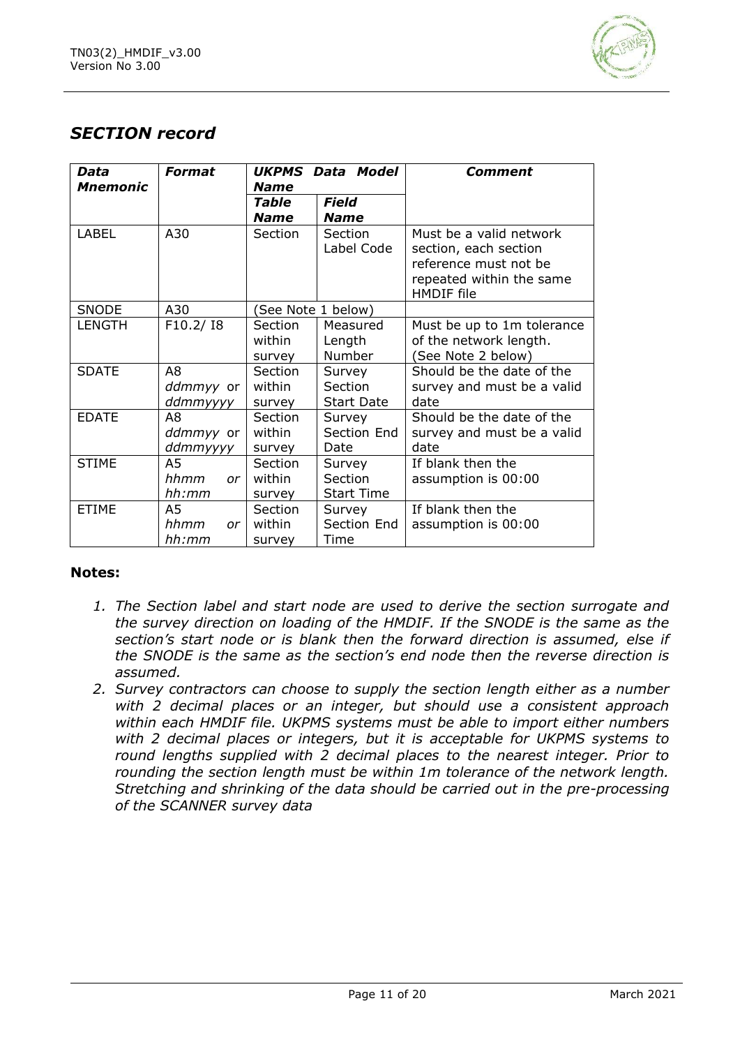## *SECTION record*

| *Data Mnemonic* | *Format* | *UKPMS Data Model Name* | | *Comment* |
|---|---|---|---|---|
| | | *Table Name* | *Field Name* | |
| LABEL | A30 | Section | Section Label Code | Must be a valid network section, each section reference must not be repeated within the same HMDIF file |
| SNODE | A30 | (See Note 1 below) | | |
| LENGTH | F10.2/ I8 | Section within survey | Measured Length Number | Must be up to 1m tolerance of the network length. (See Note 2 below) |
| SDATE | A8 *ddmmyy* or *ddmmyyyy* | Section within survey | Survey Section Start Date | Should be the date of the survey and must be a valid date |
| EDATE | A8 *ddmmyy* or *ddmmyyyy* | Section within survey | Survey Section End Date | Should be the date of the survey and must be a valid date |
| STIME | A5 *hhmm* or *hh:mm* | Section within survey | Survey Section Start Time | If blank then the assumption is 00:00 |
| ETIME | A5 *hhmm* or *hh:mm* | Section within survey | Survey Section End Time | If blank then the assumption is 00:00 |

**Notes:**

1. *The Section label and start node are used to derive the section surrogate and the survey direction on loading of the HMDIF. If the SNODE is the same as the section's start node or is blank then the forward direction is assumed, else if the SNODE is the same as the section's end node then the reverse direction is assumed.*
2. *Survey contractors can choose to supply the section length either as a number with 2 decimal places or an integer, but should use a consistent approach within each HMDIF file. UKPMS systems must be able to import either numbers with 2 decimal places or integers, but it is acceptable for UKPMS systems to round lengths supplied with 2 decimal places to the nearest integer. Prior to rounding the section length must be within 1m tolerance of the network length. Stretching and shrinking of the data should be carried out in the pre-processing of the SCANNER survey data*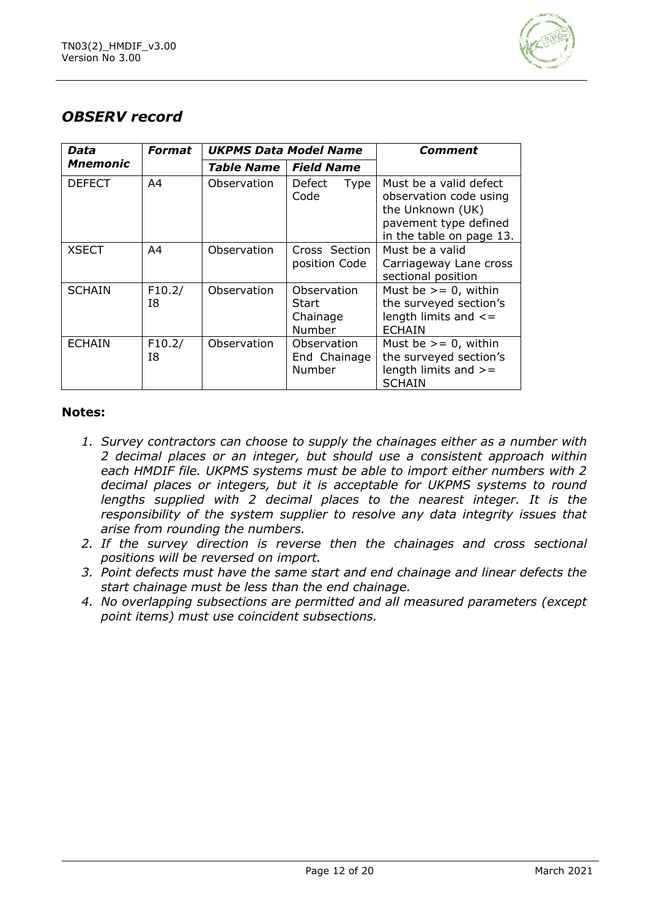## *OBSERV record*

| *Data Mnemonic* | *Format* | *UKPMS Data Model Name* | | *Comment* |
|---|---|---|---|---|
| | | ***Table Name*** | ***Field Name*** | |
| DEFECT | A4 | Observation | Defect Type Code | Must be a valid defect observation code using the Unknown (UK) pavement type defined in the table on page 13. |
| XSECT | A4 | Observation | Cross Section position Code | Must be a valid Carriageway Lane cross sectional position |
| SCHAIN | F10.2/ I8 | Observation | Observation Start Chainage Number | Must be >= 0, within the surveyed section's length limits and <= ECHAIN |
| ECHAIN | F10.2/ I8 | Observation | Observation End Chainage Number | Must be >= 0, within the surveyed section's length limits and >= SCHAIN |

**Notes:**

1. *Survey contractors can choose to supply the chainages either as a number with 2 decimal places or an integer, but should use a consistent approach within each HMDIF file. UKPMS systems must be able to import either numbers with 2 decimal places or integers, but it is acceptable for UKPMS systems to round lengths supplied with 2 decimal places to the nearest integer. It is the responsibility of the system supplier to resolve any data integrity issues that arise from rounding the numbers.*
2. *If the survey direction is reverse then the chainages and cross sectional positions will be reversed on import.*
3. *Point defects must have the same start and end chainage and linear defects the start chainage must be less than the end chainage.*
4. *No overlapping subsections are permitted and all measured parameters (except point items) must use coincident subsections.*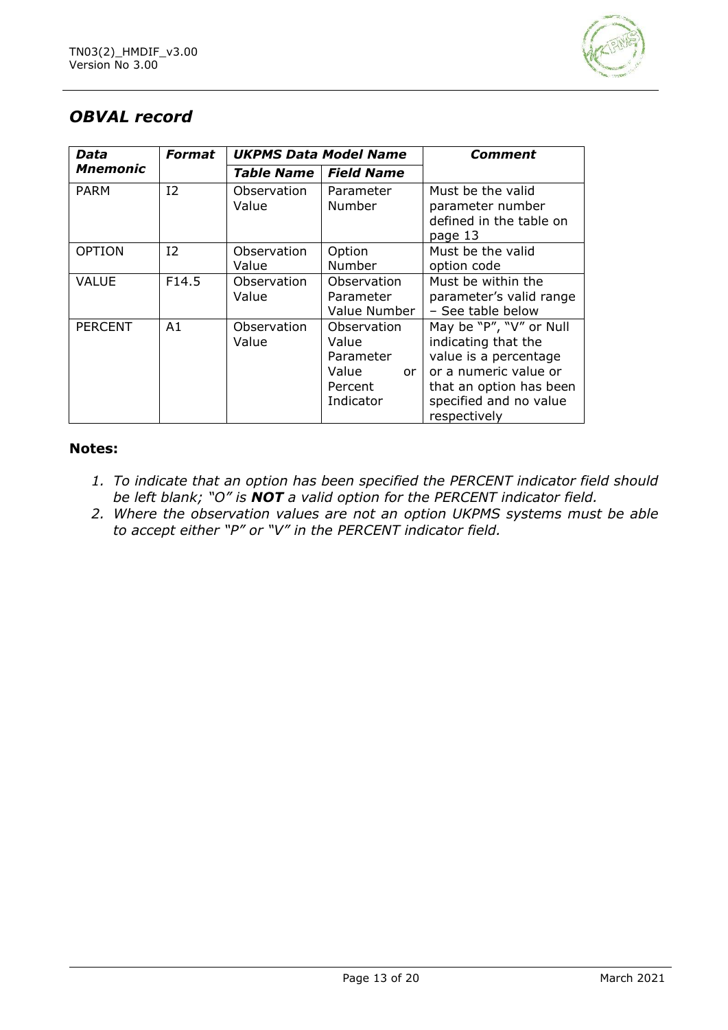## *OBVAL record*

| *Data Mnemonic* | *Format* | *UKPMS Data Model Name* | | *Comment* |
|---|---|---|---|---|
| | | *Table Name* | *Field Name* | |
| PARM | I2 | Observation Value | Parameter Number | Must be the valid parameter number defined in the table on page 13 |
| OPTION | I2 | Observation Value | Option Number | Must be the valid option code |
| VALUE | F14.5 | Observation Value | Observation Parameter Value Number | Must be within the parameter's valid range – See table below |
| PERCENT | A1 | Observation Value | Observation Value Parameter Value or Percent Indicator | May be "P", "V" or Null indicating that the value is a percentage or a numeric value or that an option has been specified and no value respectively |

**Notes:**

1. *To indicate that an option has been specified the PERCENT indicator field should be left blank; "O" is **NOT** a valid option for the PERCENT indicator field.*
2. *Where the observation values are not an option UKPMS systems must be able to accept either "P" or "V" in the PERCENT indicator field.*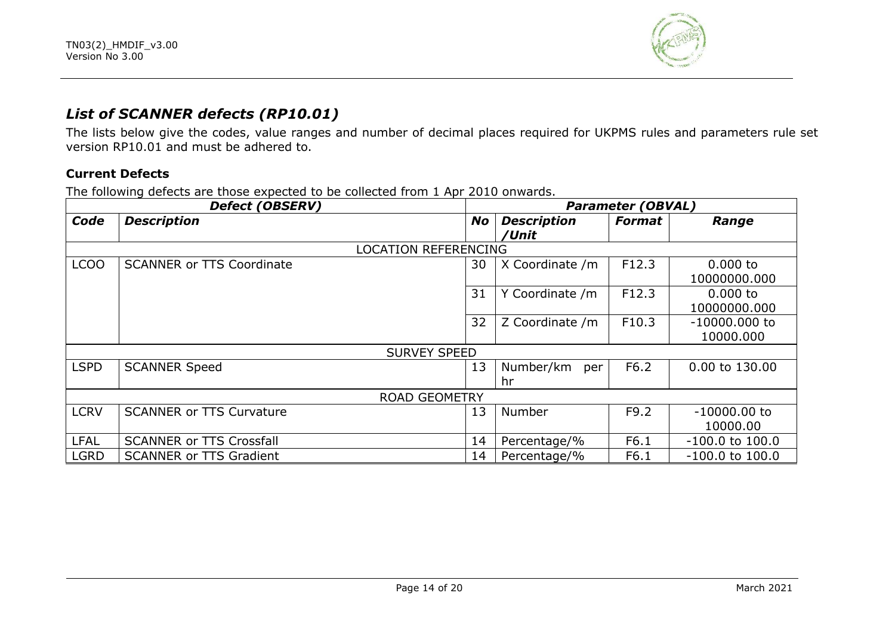## *List of SCANNER defects (RP10.01)*

The lists below give the codes, value ranges and number of decimal places required for UKPMS rules and parameters rule set version RP10.01 and must be adhered to.

### Current Defects

The following defects are those expected to be collected from 1 Apr 2010 onwards.

| ***Defect (OBSERV)*** | | ***Parameter (OBVAL)*** | | | |
|---|---|---|---|---|---|
| ***Code*** | ***Description*** | ***No*** | ***Description /Unit*** | ***Format*** | ***Range*** |
| LOCATION REFERENCING | | | | | |
| LCOO | SCANNER or TTS Coordinate | 30 | X Coordinate /m | F12.3 | 0.000 to 10000000.000 |
| | | 31 | Y Coordinate /m | F12.3 | 0.000 to 10000000.000 |
| | | 32 | Z Coordinate /m | F10.3 | -10000.000 to 10000.000 |
| SURVEY SPEED | | | | | |
| LSPD | SCANNER Speed | 13 | Number/km per hr | F6.2 | 0.00 to 130.00 |
| ROAD GEOMETRY | | | | | |
| LCRV | SCANNER or TTS Curvature | 13 | Number | F9.2 | -10000.00 to 10000.00 |
| LFAL | SCANNER or TTS Crossfall | 14 | Percentage/% | F6.1 | -100.0 to 100.0 |
| LGRD | SCANNER or TTS Gradient | 14 | Percentage/% | F6.1 | -100.0 to 100.0 |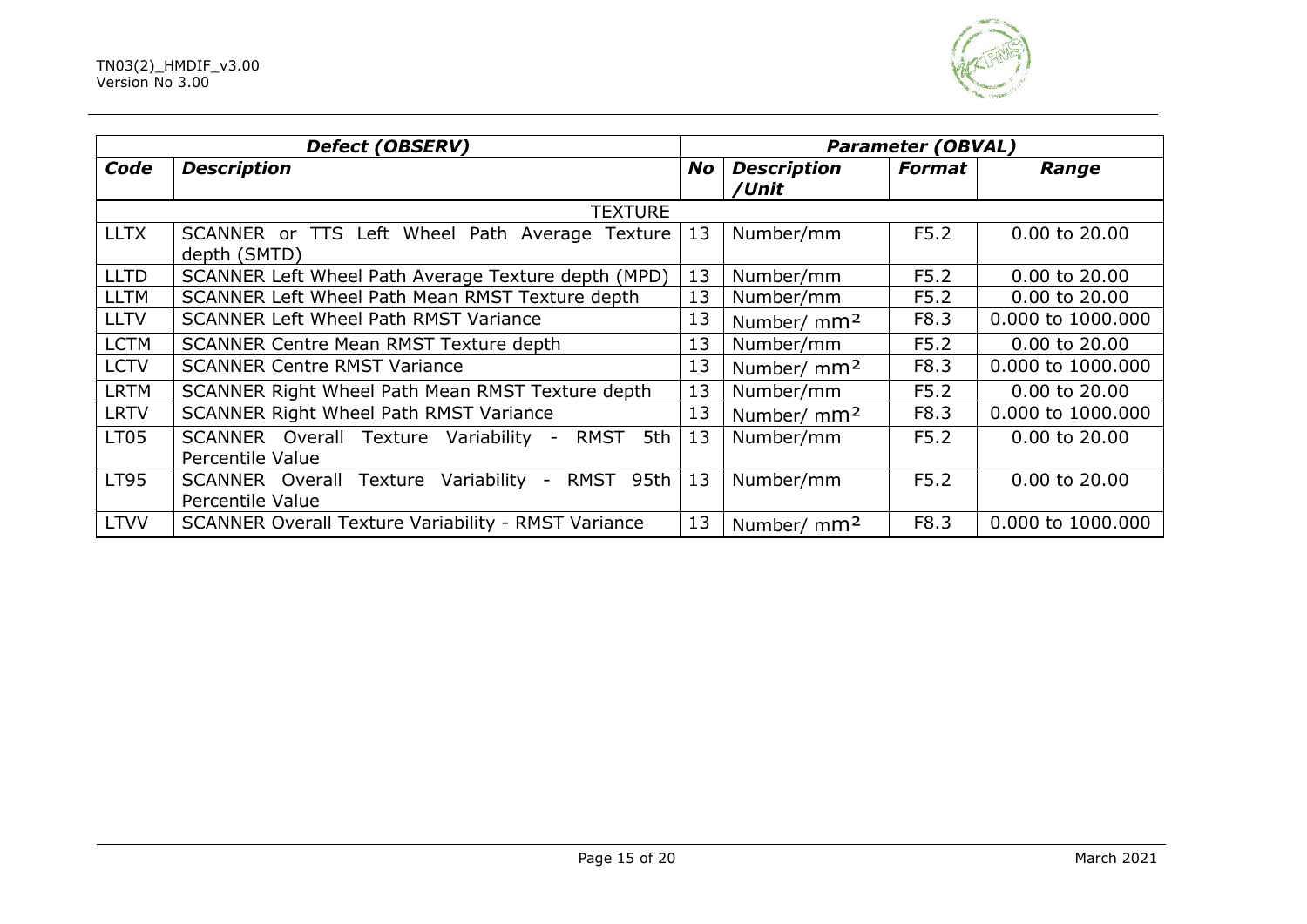| Defect (OBSERV) | | Parameter (OBVAL) | | | |
|---|---|---|---|---|---|
| **Code** | **Description** | **No** | **Description /Unit** | **Format** | **Range** |
| | TEXTURE | | | | |
| LLTX | SCANNER or TTS Left Wheel Path Average Texture depth (SMTD) | 13 | Number/mm | F5.2 | 0.00 to 20.00 |
| LLTD | SCANNER Left Wheel Path Average Texture depth (MPD) | 13 | Number/mm | F5.2 | 0.00 to 20.00 |
| LLTM | SCANNER Left Wheel Path Mean RMST Texture depth | 13 | Number/mm | F5.2 | 0.00 to 20.00 |
| LLTV | SCANNER Left Wheel Path RMST Variance | 13 | Number/ $mm^2$ | F8.3 | 0.000 to 1000.000 |
| LCTM | SCANNER Centre Mean RMST Texture depth | 13 | Number/mm | F5.2 | 0.00 to 20.00 |
| LCTV | SCANNER Centre RMST Variance | 13 | Number/ $mm^2$ | F8.3 | 0.000 to 1000.000 |
| LRTM | SCANNER Right Wheel Path Mean RMST Texture depth | 13 | Number/mm | F5.2 | 0.00 to 20.00 |
| LRTV | SCANNER Right Wheel Path RMST Variance | 13 | Number/ $mm^2$ | F8.3 | 0.000 to 1000.000 |
| LT05 | SCANNER Overall Texture Variability - RMST 5th Percentile Value | 13 | Number/mm | F5.2 | 0.00 to 20.00 |
| LT95 | SCANNER Overall Texture Variability - RMST 95th Percentile Value | 13 | Number/mm | F5.2 | 0.00 to 20.00 |
| LTVV | SCANNER Overall Texture Variability - RMST Variance | 13 | Number/ $mm^2$ | F8.3 | 0.000 to 1000.000 |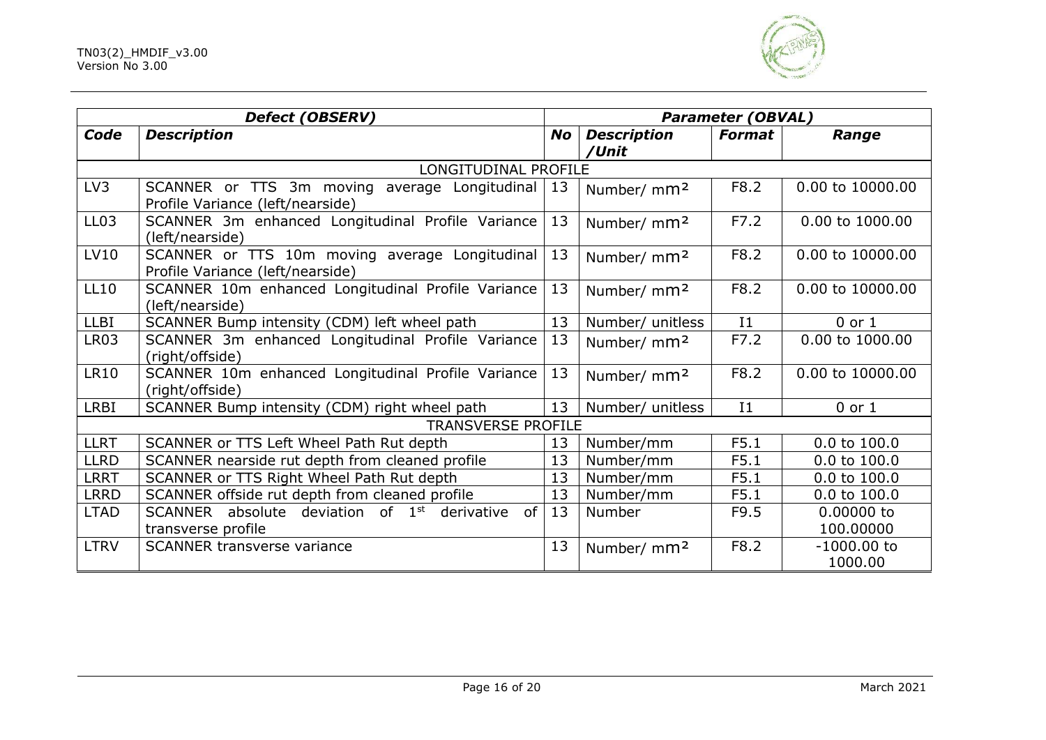| Defect (OBSERV) | | Parameter (OBVAL) | | | |
|---|---|---|---|---|---|
| **Code** | **Description** | **No** | **Description /Unit** | **Format** | **Range** |
| LONGITUDINAL PROFILE | | | | | |
| LV3 | SCANNER or TTS 3m moving average Longitudinal Profile Variance (left/nearside) | 13 | Number/ $mm^2$ | F8.2 | 0.00 to 10000.00 |
| LL03 | SCANNER 3m enhanced Longitudinal Profile Variance (left/nearside) | 13 | Number/ $mm^2$ | F7.2 | 0.00 to 1000.00 |
| LV10 | SCANNER or TTS 10m moving average Longitudinal Profile Variance (left/nearside) | 13 | Number/ $mm^2$ | F8.2 | 0.00 to 10000.00 |
| LL10 | SCANNER 10m enhanced Longitudinal Profile Variance (left/nearside) | 13 | Number/ $mm^2$ | F8.2 | 0.00 to 10000.00 |
| LLBI | SCANNER Bump intensity (CDM) left wheel path | 13 | Number/ unitless | I1 | 0 or 1 |
| LR03 | SCANNER 3m enhanced Longitudinal Profile Variance (right/offside) | 13 | Number/ $mm^2$ | F7.2 | 0.00 to 1000.00 |
| LR10 | SCANNER 10m enhanced Longitudinal Profile Variance (right/offside) | 13 | Number/ $mm^2$ | F8.2 | 0.00 to 10000.00 |
| LRBI | SCANNER Bump intensity (CDM) right wheel path | 13 | Number/ unitless | I1 | 0 or 1 |
| TRANSVERSE PROFILE | | | | | |
| LLRT | SCANNER or TTS Left Wheel Path Rut depth | 13 | Number/mm | F5.1 | 0.0 to 100.0 |
| LLRD | SCANNER nearside rut depth from cleaned profile | 13 | Number/mm | F5.1 | 0.0 to 100.0 |
| LRRT | SCANNER or TTS Right Wheel Path Rut depth | 13 | Number/mm | F5.1 | 0.0 to 100.0 |
| LRRD | SCANNER offside rut depth from cleaned profile | 13 | Number/mm | F5.1 | 0.0 to 100.0 |
| LTAD | SCANNER absolute deviation of $1^{st}$ derivative of transverse profile | 13 | Number | F9.5 | 0.00000 to 100.00000 |
| LTRV | SCANNER transverse variance | 13 | Number/ $mm^2$ | F8.2 | -1000.00 to 1000.00 |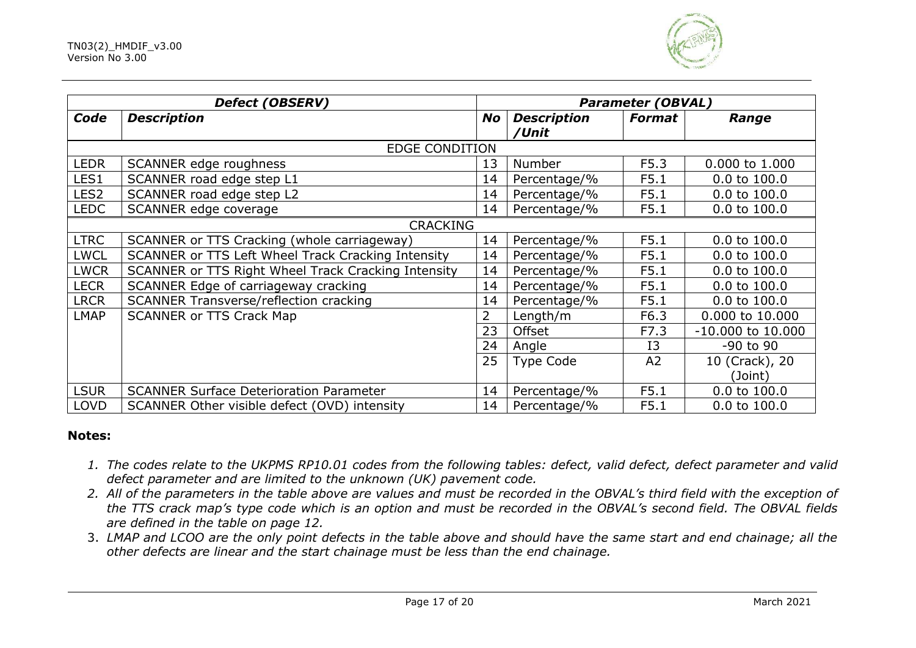| Defect (OBSERV) | | Parameter (OBVAL) | | | |
|---|---|---|---|---|---|
| ***Code*** | ***Description*** | ***No*** | ***Description /Unit*** | ***Format*** | ***Range*** |
| EDGE CONDITION | | | | | |
| LEDR | SCANNER edge roughness | 13 | Number | F5.3 | 0.000 to 1.000 |
| LES1 | SCANNER road edge step L1 | 14 | Percentage/% | F5.1 | 0.0 to 100.0 |
| LES2 | SCANNER road edge step L2 | 14 | Percentage/% | F5.1 | 0.0 to 100.0 |
| LEDC | SCANNER edge coverage | 14 | Percentage/% | F5.1 | 0.0 to 100.0 |
| CRACKING | | | | | |
| LTRC | SCANNER or TTS Cracking (whole carriageway) | 14 | Percentage/% | F5.1 | 0.0 to 100.0 |
| LWCL | SCANNER or TTS Left Wheel Track Cracking Intensity | 14 | Percentage/% | F5.1 | 0.0 to 100.0 |
| LWCR | SCANNER or TTS Right Wheel Track Cracking Intensity | 14 | Percentage/% | F5.1 | 0.0 to 100.0 |
| LECR | SCANNER Edge of carriageway cracking | 14 | Percentage/% | F5.1 | 0.0 to 100.0 |
| LRCR | SCANNER Transverse/reflection cracking | 14 | Percentage/% | F5.1 | 0.0 to 100.0 |
| LMAP | SCANNER or TTS Crack Map | 2 | Length/m | F6.3 | 0.000 to 10.000 |
| | | 23 | Offset | F7.3 | -10.000 to 10.000 |
| | | 24 | Angle | I3 | -90 to 90 |
| | | 25 | Type Code | A2 | 10 (Crack), 20 (Joint) |
| LSUR | SCANNER Surface Deterioration Parameter | 14 | Percentage/% | F5.1 | 0.0 to 100.0 |
| LOVD | SCANNER Other visible defect (OVD) intensity | 14 | Percentage/% | F5.1 | 0.0 to 100.0 |

**Notes:**

1. *The codes relate to the UKPMS RP10.01 codes from the following tables: defect, valid defect, defect parameter and valid defect parameter and are limited to the unknown (UK) pavement code.*
2. *All of the parameters in the table above are values and must be recorded in the OBVAL's third field with the exception of the TTS crack map's type code which is an option and must be recorded in the OBVAL's second field. The OBVAL fields are defined in the table on page 12.*
3. *LMAP and LCOO are the only point defects in the table above and should have the same start and end chainage; all the other defects are linear and the start chainage must be less than the end chainage.*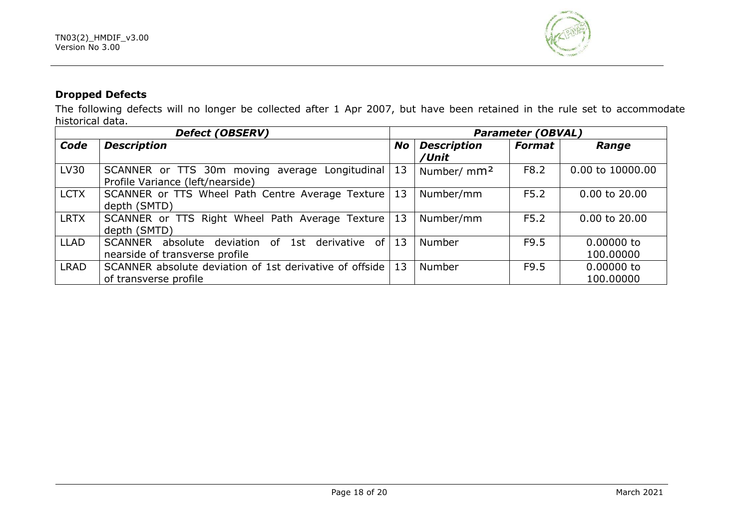### Dropped Defects

The following defects will no longer be collected after 1 Apr 2007, but have been retained in the rule set to accommodate historical data.

| ***Defect (OBSERV)*** | | ***Parameter (OBVAL)*** | | | |
|---|---|---|---|---|---|
| ***Code*** | ***Description*** | ***No*** | ***Description /Unit*** | ***Format*** | ***Range*** |
| LV30 | SCANNER or TTS 30m moving average Longitudinal Profile Variance (left/nearside) | 13 | Number/ $mm^2$ | F8.2 | 0.00 to 10000.00 |
| LCTX | SCANNER or TTS Wheel Path Centre Average Texture depth (SMTD) | 13 | Number/mm | F5.2 | 0.00 to 20.00 |
| LRTX | SCANNER or TTS Right Wheel Path Average Texture depth (SMTD) | 13 | Number/mm | F5.2 | 0.00 to 20.00 |
| LLAD | SCANNER absolute deviation of 1st derivative of nearside of transverse profile | 13 | Number | F9.5 | 0.00000 to 100.00000 |
| LRAD | SCANNER absolute deviation of 1st derivative of offside of transverse profile | 13 | Number | F9.5 | 0.00000 to 100.00000 |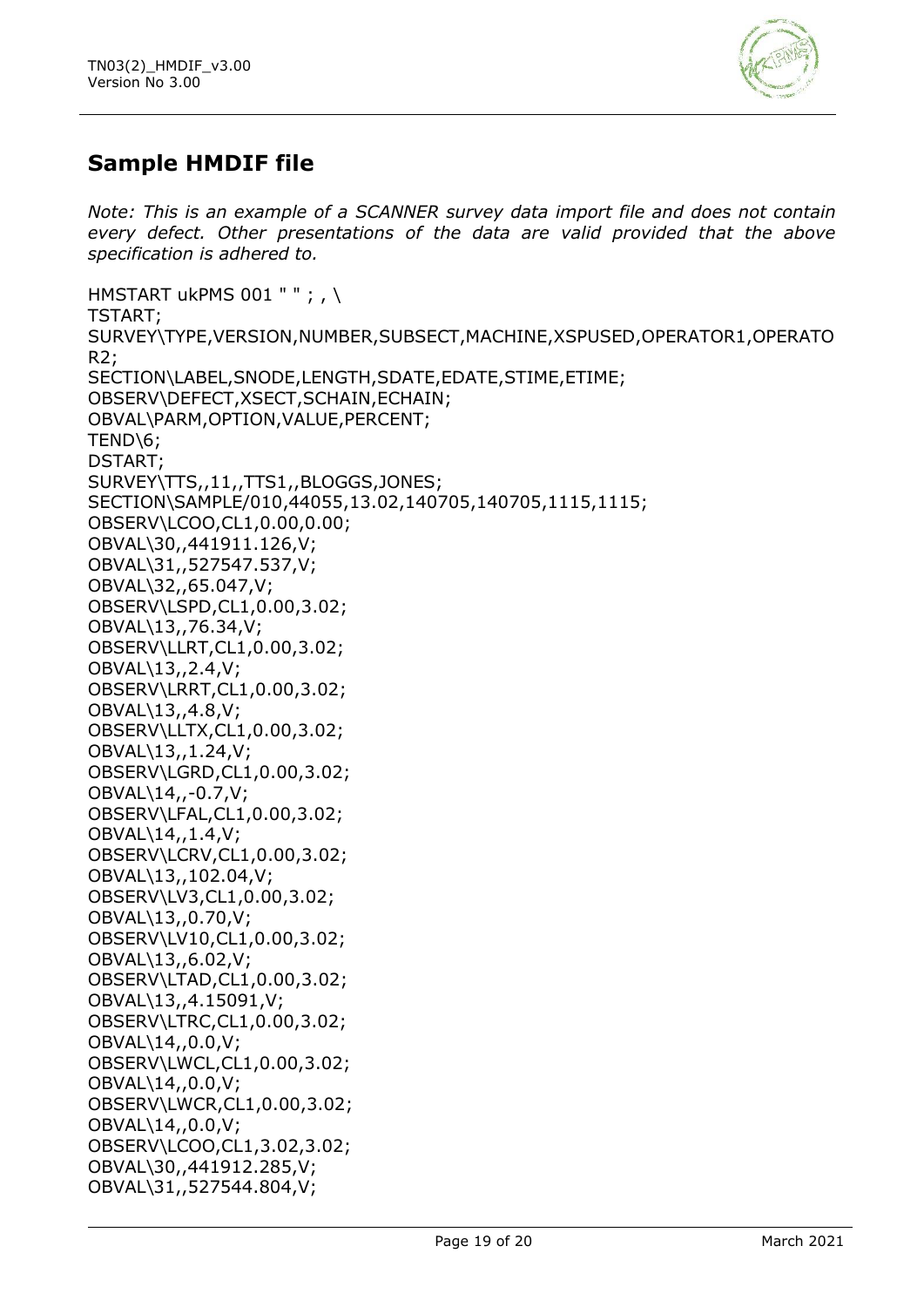## Sample HMDIF file

*Note: This is an example of a SCANNER survey data import file and does not contain every defect. Other presentations of the data are valid provided that the above specification is adhered to.*

```
HMSTART ukPMS 001 " " ; , \
TSTART;
SURVEY\TYPE,VERSION,NUMBER,SUBSECT,MACHINE,XSPUSED,OPERATOR1,OPERATOR2;
SECTION\LABEL,SNODE,LENGTH,SDATE,EDATE,STIME,ETIME;
OBSERV\DEFECT,XSECT,SCHAIN,ECHAIN;
OBVAL\PARM,OPTION,VALUE,PERCENT;
TEND\6;
DSTART;
SURVEY\TTS,,11,,TTS1,,BLOGGS,JONES;
SECTION\SAMPLE/010,44055,13.02,140705,140705,1115,1115;
OBSERV\LCOO,CL1,0.00,0.00;
OBVAL\30,,441911.126,V;
OBVAL\31,,527547.537,V;
OBVAL\32,,65.047,V;
OBSERV\LSPD,CL1,0.00,3.02;
OBVAL\13,,76.34,V;
OBSERV\LLRT,CL1,0.00,3.02;
OBVAL\13,,2.4,V;
OBSERV\LRRT,CL1,0.00,3.02;
OBVAL\13,,4.8,V;
OBSERV\LLTX,CL1,0.00,3.02;
OBVAL\13,,1.24,V;
OBSERV\LGRD,CL1,0.00,3.02;
OBVAL\14,,-0.7,V;
OBSERV\LFAL,CL1,0.00,3.02;
OBVAL\14,,1.4,V;
OBSERV\LCRV,CL1,0.00,3.02;
OBVAL\13,,102.04,V;
OBSERV\LV3,CL1,0.00,3.02;
OBVAL\13,,0.70,V;
OBSERV\LV10,CL1,0.00,3.02;
OBVAL\13,,6.02,V;
OBSERV\LTAD,CL1,0.00,3.02;
OBVAL\13,,4.15091,V;
OBSERV\LTRC,CL1,0.00,3.02;
OBVAL\14,,0.0,V;
OBSERV\LWCL,CL1,0.00,3.02;
OBVAL\14,,0.0,V;
OBSERV\LWCR,CL1,0.00,3.02;
OBVAL\14,,0.0,V;
OBSERV\LCOO,CL1,3.02,3.02;
OBVAL\30,,441912.285,V;
OBVAL\31,,527544.804,V;
```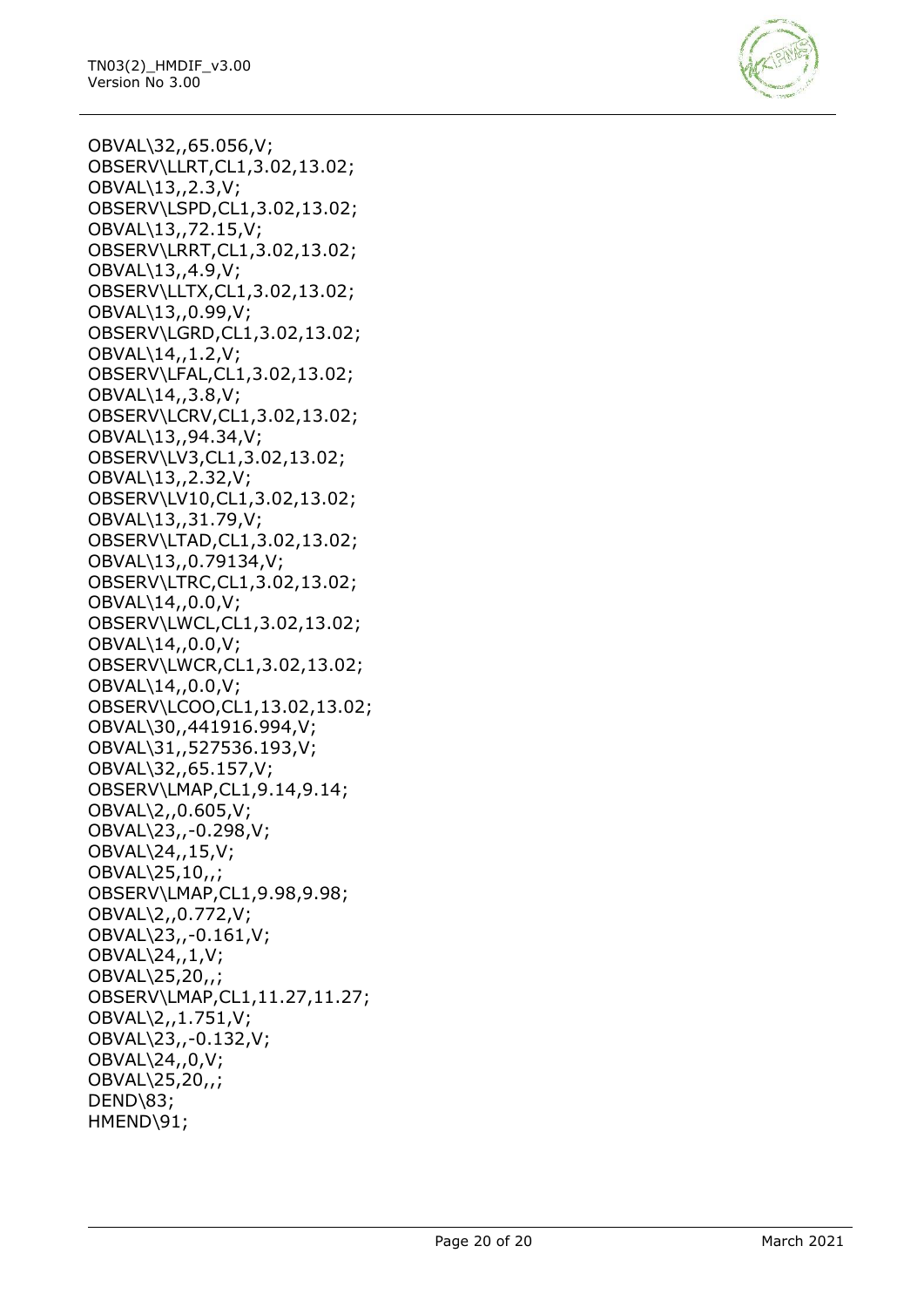```
OBVAL\32,,65.056,V;
OBSERV\LLRT,CL1,3.02,13.02;
OBVAL\13,,2.3,V;
OBSERV\LSPD,CL1,3.02,13.02;
OBVAL\13,,72.15,V;
OBSERV\LRRT,CL1,3.02,13.02;
OBVAL\13,,4.9,V;
OBSERV\LLTX,CL1,3.02,13.02;
OBVAL\13,,0.99,V;
OBSERV\LGRD,CL1,3.02,13.02;
OBVAL\14,,1.2,V;
OBSERV\LFAL,CL1,3.02,13.02;
OBVAL\14,,3.8,V;
OBSERV\LCRV,CL1,3.02,13.02;
OBVAL\13,,94.34,V;
OBSERV\LV3,CL1,3.02,13.02;
OBVAL\13,,2.32,V;
OBSERV\LV10,CL1,3.02,13.02;
OBVAL\13,,31.79,V;
OBSERV\LTAD,CL1,3.02,13.02;
OBVAL\13,,0.79134,V;
OBSERV\LTRC,CL1,3.02,13.02;
OBVAL\14,,0.0,V;
OBSERV\LWCL,CL1,3.02,13.02;
OBVAL\14,,0.0,V;
OBSERV\LWCR,CL1,3.02,13.02;
OBVAL\14,,0.0,V;
OBSERV\LCOO,CL1,13.02,13.02;
OBVAL\30,,441916.994,V;
OBVAL\31,,527536.193,V;
OBVAL\32,,65.157,V;
OBSERV\LMAP,CL1,9.14,9.14;
OBVAL\2,,0.605,V;
OBVAL\23,,-0.298,V;
OBVAL\24,,15,V;
OBVAL\25,10,,;
OBSERV\LMAP,CL1,9.98,9.98;
OBVAL\2,,0.772,V;
OBVAL\23,,-0.161,V;
OBVAL\24,,1,V;
OBVAL\25,20,,;
OBSERV\LMAP,CL1,11.27,11.27;
OBVAL\2,,1.751,V;
OBVAL\23,,-0.132,V;
OBVAL\24,,0,V;
OBVAL\25,20,,;
DEND\83;
HMEND\91;
```